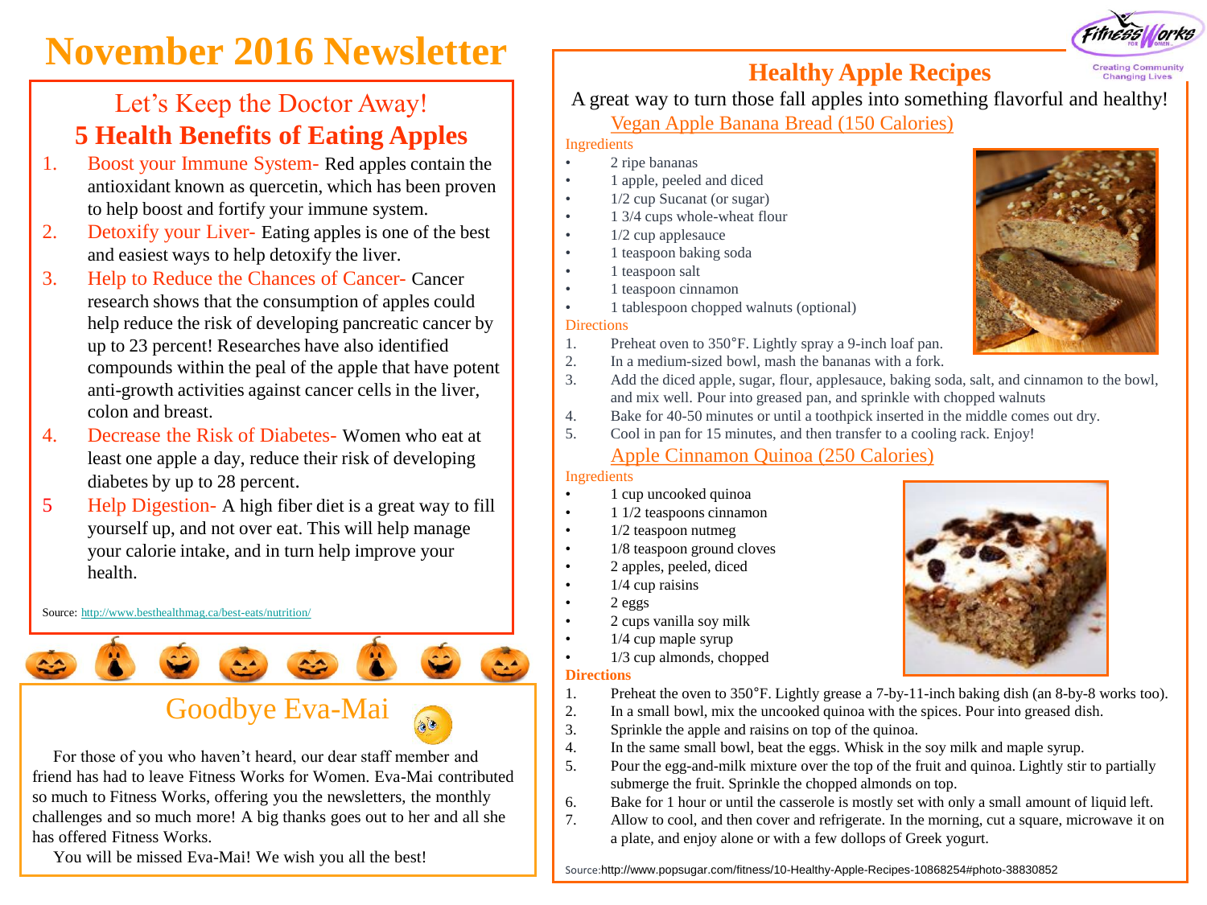# November 2016 Newsletter

## Let's Keep the Doctor Away!
## 5 Health Benefits of Eating Apples

1. Boost your Immune System- Red apples contain the antioxidant known as quercetin, which has been proven to help boost and fortify your immune system.
2. Detoxify your Liver- Eating apples is one of the best and easiest ways to help detoxify the liver.
3. Help to Reduce the Chances of Cancer- Cancer research shows that the consumption of apples could help reduce the risk of developing pancreatic cancer by up to 23 percent! Researches have also identified compounds within the peal of the apple that have potent anti-growth activities against cancer cells in the liver, colon and breast.
4. Decrease the Risk of Diabetes- Women who eat at least one apple a day, reduce their risk of developing diabetes by up to 28 percent.
5. Help Digestion- A high fiber diet is a great way to fill yourself up, and not over eat. This will help manage your calorie intake, and in turn help improve your health.

Source: http://www.besthealthmag.ca/best-eats/nutrition/

## Goodbye Eva-Mai

For those of you who haven't heard, our dear staff member and friend has had to leave Fitness Works for Women. Eva-Mai contributed so much to Fitness Works, offering you the newsletters, the monthly challenges and so much more! A big thanks goes out to her and all she has offered Fitness Works.

You will be missed Eva-Mai! We wish you all the best!

Fitness Works for Women — Creating Community Changing Lives

## Healthy Apple Recipes

A great way to turn those fall apples into something flavorful and healthy!

### Vegan Apple Banana Bread (150 Calories)

Ingredients

- 2 ripe bananas
- 1 apple, peeled and diced
- 1/2 cup Sucanat (or sugar)
- 1 3/4 cups whole-wheat flour
- 1/2 cup applesauce
- 1 teaspoon baking soda
- 1 teaspoon salt
- 1 teaspoon cinnamon
- 1 tablespoon chopped walnuts (optional)

Directions

1. Preheat oven to 350°F. Lightly spray a 9-inch loaf pan.
2. In a medium-sized bowl, mash the bananas with a fork.
3. Add the diced apple, sugar, flour, applesauce, baking soda, salt, and cinnamon to the bowl, and mix well. Pour into greased pan, and sprinkle with chopped walnuts
4. Bake for 40-50 minutes or until a toothpick inserted in the middle comes out dry.
5. Cool in pan for 15 minutes, and then transfer to a cooling rack. Enjoy!

### Apple Cinnamon Quinoa (250 Calories)

Ingredients

- 1 cup uncooked quinoa
- 1 1/2 teaspoons cinnamon
- 1/2 teaspoon nutmeg
- 1/8 teaspoon ground cloves
- 2 apples, peeled, diced
- 1/4 cup raisins
- 2 eggs
- 2 cups vanilla soy milk
- 1/4 cup maple syrup
- 1/3 cup almonds, chopped

**Directions**

1. Preheat the oven to 350°F. Lightly grease a 7-by-11-inch baking dish (an 8-by-8 works too).
2. In a small bowl, mix the uncooked quinoa with the spices. Pour into greased dish.
3. Sprinkle the apple and raisins on top of the quinoa.
4. In the same small bowl, beat the eggs. Whisk in the soy milk and maple syrup.
5. Pour the egg-and-milk mixture over the top of the fruit and quinoa. Lightly stir to partially submerge the fruit. Sprinkle the chopped almonds on top.
6. Bake for 1 hour or until the casserole is mostly set with only a small amount of liquid left.
7. Allow to cool, and then cover and refrigerate. In the morning, cut a square, microwave it on a plate, and enjoy alone or with a few dollops of Greek yogurt.

Source: http://www.popsugar.com/fitness/10-Healthy-Apple-Recipes-10868254#photo-38830852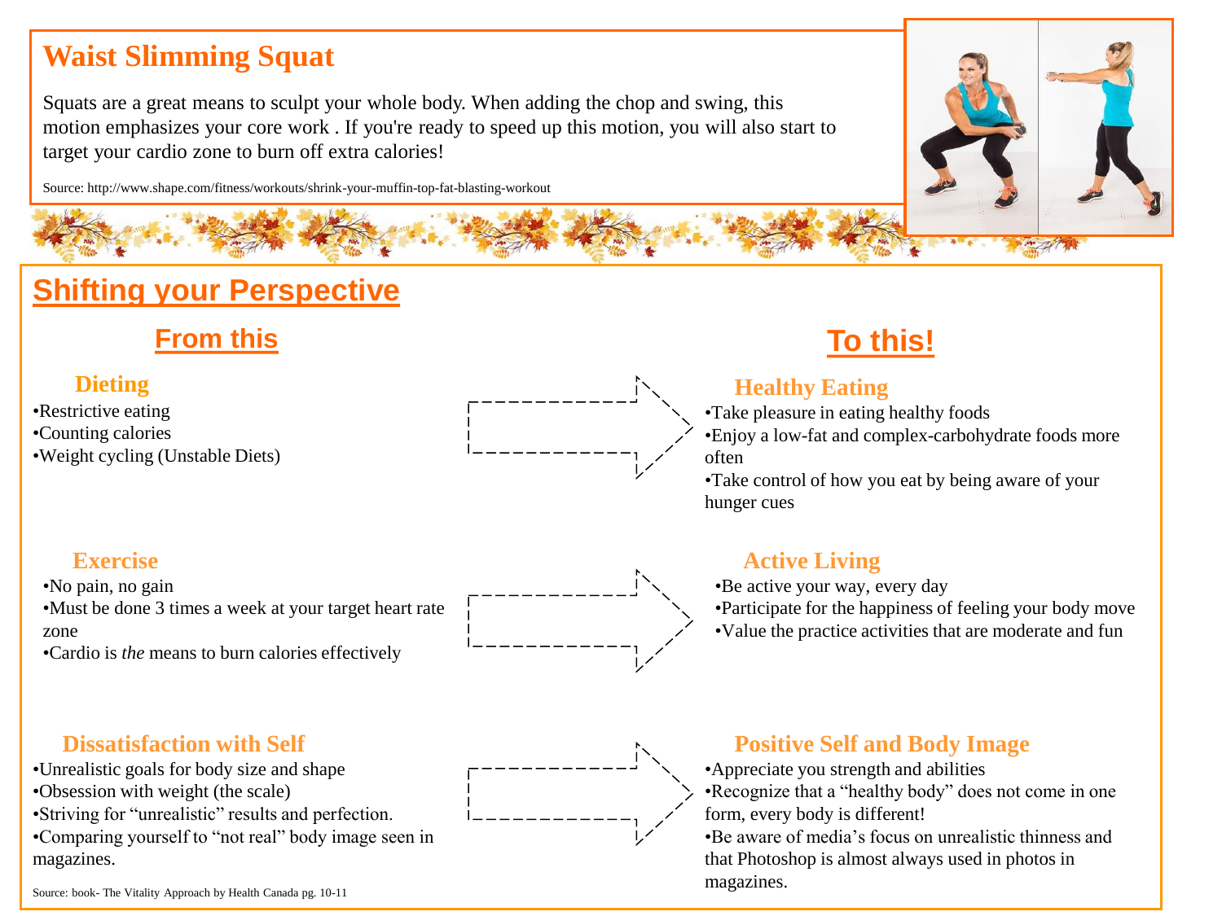## Waist Slimming Squat

Squats are a great means to sculpt your whole body. When adding the chop and swing, this motion emphasizes your core work . If you're ready to speed up this motion, you will also start to target your cardio zone to burn off extra calories!

Source: http://www.shape.com/fitness/workouts/shrink-your-muffin-top-fat-blasting-workout

## Shifting your Perspective

### From this

#### Dieting

- Restrictive eating
- Counting calories
- Weight cycling (Unstable Diets)

#### Exercise

- No pain, no gain
- Must be done 3 times a week at your target heart rate zone
- Cardio is *the* means to burn calories effectively

#### Dissatisfaction with Self

- Unrealistic goals for body size and shape
- Obsession with weight (the scale)
- Striving for "unrealistic" results and perfection.
- Comparing yourself to "not real" body image seen in magazines.

### To this!

#### Healthy Eating

- Take pleasure in eating healthy foods
- Enjoy a low-fat and complex-carbohydrate foods more often
- Take control of how you eat by being aware of your hunger cues

#### Active Living

- Be active your way, every day
- Participate for the happiness of feeling your body move
- Value the practice activities that are moderate and fun

#### Positive Self and Body Image

- Appreciate you strength and abilities
- Recognize that a "healthy body" does not come in one form, every body is different!
- Be aware of media's focus on unrealistic thinness and that Photoshop is almost always used in photos in magazines.

Source: book- The Vitality Approach by Health Canada pg. 10-11